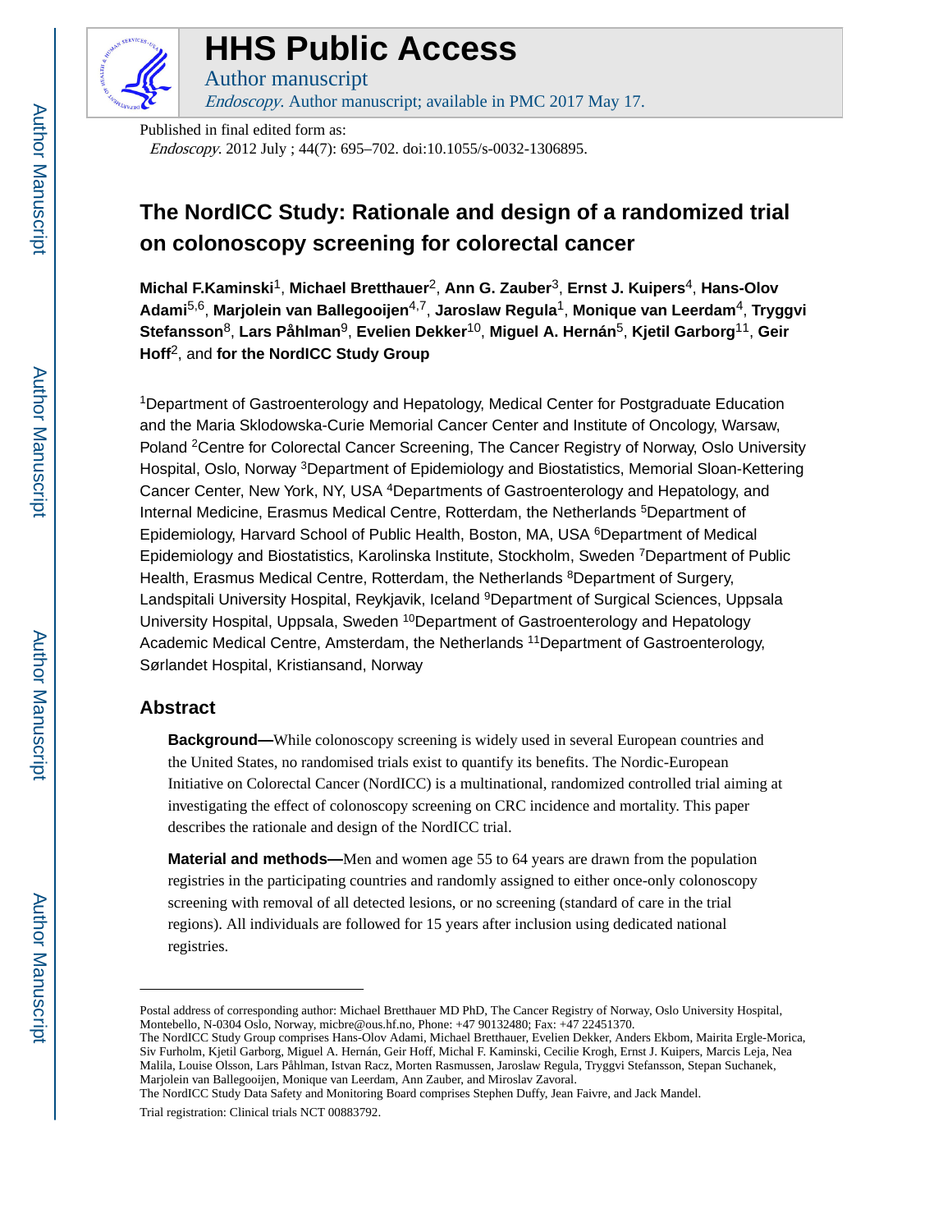# HHS Public Access

Author manuscript

*Endoscopy*. Author manuscript; available in PMC 2017 May 17.

Published in final edited form as:

*Endoscopy*. 2012 July ; 44(7): 695–702. doi:10.1055/s-0032-1306895.

# The NordICC Study: Rationale and design of a randomized trial on colonoscopy screening for colorectal cancer

**Michal F.Kaminski**[1], **Michael Bretthauer**[2], **Ann G. Zauber**[3], **Ernst J. Kuipers**[4], **Hans-Olov Adami**[5,6], **Marjolein van Ballegooijen**[4,7], **Jaroslaw Regula**[1], **Monique van Leerdam**[4], **Tryggvi Stefansson**[8], **Lars Påhlman**[9], **Evelien Dekker**[10], **Miguel A. Hernán**[5], **Kjetil Garborg**[11], **Geir Hoff**[2], and **for the NordICC Study Group**

[1]Department of Gastroenterology and Hepatology, Medical Center for Postgraduate Education and the Maria Sklodowska-Curie Memorial Cancer Center and Institute of Oncology, Warsaw, Poland [2]Centre for Colorectal Cancer Screening, The Cancer Registry of Norway, Oslo University Hospital, Oslo, Norway [3]Department of Epidemiology and Biostatistics, Memorial Sloan-Kettering Cancer Center, New York, NY, USA [4]Departments of Gastroenterology and Hepatology, and Internal Medicine, Erasmus Medical Centre, Rotterdam, the Netherlands [5]Department of Epidemiology, Harvard School of Public Health, Boston, MA, USA [6]Department of Medical Epidemiology and Biostatistics, Karolinska Institute, Stockholm, Sweden [7]Department of Public Health, Erasmus Medical Centre, Rotterdam, the Netherlands [8]Department of Surgery, Landspitali University Hospital, Reykjavik, Iceland [9]Department of Surgical Sciences, Uppsala University Hospital, Uppsala, Sweden [10]Department of Gastroenterology and Hepatology Academic Medical Centre, Amsterdam, the Netherlands [11]Department of Gastroenterology, Sørlandet Hospital, Kristiansand, Norway

## Abstract

**Background—**While colonoscopy screening is widely used in several European countries and the United States, no randomised trials exist to quantify its benefits. The Nordic-European Initiative on Colorectal Cancer (NordICC) is a multinational, randomized controlled trial aiming at investigating the effect of colonoscopy screening on CRC incidence and mortality. This paper describes the rationale and design of the NordICC trial.

**Material and methods—**Men and women age 55 to 64 years are drawn from the population registries in the participating countries and randomly assigned to either once-only colonoscopy screening with removal of all detected lesions, or no screening (standard of care in the trial regions). All individuals are followed for 15 years after inclusion using dedicated national registries.

---

Postal address of corresponding author: Michael Bretthauer MD PhD, The Cancer Registry of Norway, Oslo University Hospital, Montebello, N-0304 Oslo, Norway, micbre@ous.hf.no, Phone: +47 90132480; Fax: +47 22451370.

The NordICC Study Group comprises Hans-Olov Adami, Michael Bretthauer, Evelien Dekker, Anders Ekbom, Mairita Ergle-Morica, Siv Furholm, Kjetil Garborg, Miguel A. Hernán, Geir Hoff, Michal F. Kaminski, Cecilie Krogh, Ernst J. Kuipers, Marcis Leja, Nea Malila, Louise Olsson, Lars Påhlman, Istvan Racz, Morten Rasmussen, Jaroslaw Regula, Tryggvi Stefansson, Stepan Suchanek, Marjolein van Ballegooijen, Monique van Leerdam, Ann Zauber, and Miroslav Zavoral.

The NordICC Study Data Safety and Monitoring Board comprises Stephen Duffy, Jean Faivre, and Jack Mandel.

Trial registration: Clinical trials NCT 00883792.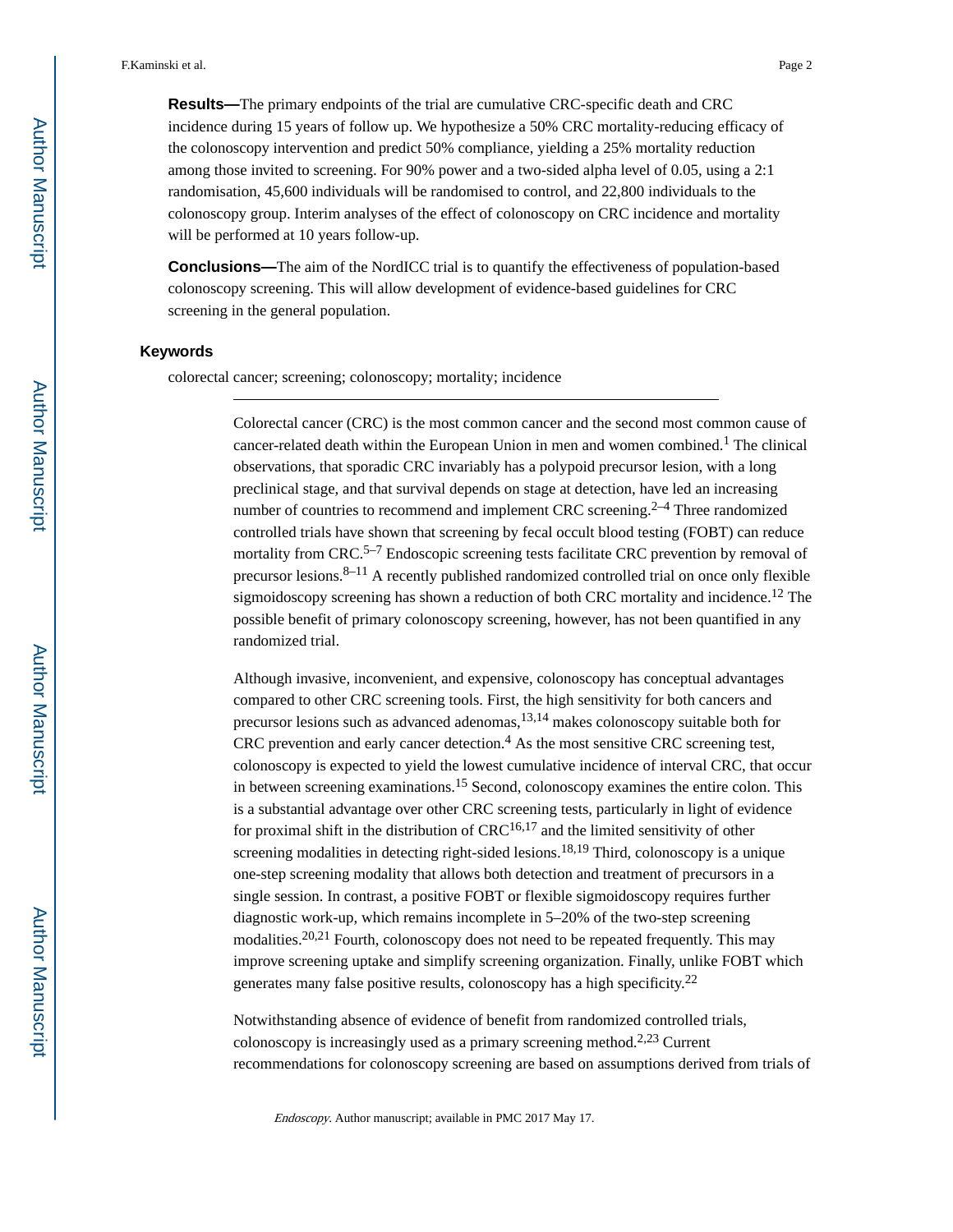**Results—**The primary endpoints of the trial are cumulative CRC-specific death and CRC incidence during 15 years of follow up. We hypothesize a 50% CRC mortality-reducing efficacy of the colonoscopy intervention and predict 50% compliance, yielding a 25% mortality reduction among those invited to screening. For 90% power and a two-sided alpha level of 0.05, using a 2:1 randomisation, 45,600 individuals will be randomised to control, and 22,800 individuals to the colonoscopy group. Interim analyses of the effect of colonoscopy on CRC incidence and mortality will be performed at 10 years follow-up.

**Conclusions—**The aim of the NordICC trial is to quantify the effectiveness of population-based colonoscopy screening. This will allow development of evidence-based guidelines for CRC screening in the general population.

### Keywords

colorectal cancer; screening; colonoscopy; mortality; incidence

---

Colorectal cancer (CRC) is the most common cancer and the second most common cause of cancer-related death within the European Union in men and women combined.[1] The clinical observations, that sporadic CRC invariably has a polypoid precursor lesion, with a long preclinical stage, and that survival depends on stage at detection, have led an increasing number of countries to recommend and implement CRC screening.[2–4] Three randomized controlled trials have shown that screening by fecal occult blood testing (FOBT) can reduce mortality from CRC.[5–7] Endoscopic screening tests facilitate CRC prevention by removal of precursor lesions.[8–11] A recently published randomized controlled trial on once only flexible sigmoidoscopy screening has shown a reduction of both CRC mortality and incidence.[12] The possible benefit of primary colonoscopy screening, however, has not been quantified in any randomized trial.

Although invasive, inconvenient, and expensive, colonoscopy has conceptual advantages compared to other CRC screening tools. First, the high sensitivity for both cancers and precursor lesions such as advanced adenomas,[13,14] makes colonoscopy suitable both for CRC prevention and early cancer detection.[4] As the most sensitive CRC screening test, colonoscopy is expected to yield the lowest cumulative incidence of interval CRC, that occur in between screening examinations.[15] Second, colonoscopy examines the entire colon. This is a substantial advantage over other CRC screening tests, particularly in light of evidence for proximal shift in the distribution of CRC[16,17] and the limited sensitivity of other screening modalities in detecting right-sided lesions.[18,19] Third, colonoscopy is a unique one-step screening modality that allows both detection and treatment of precursors in a single session. In contrast, a positive FOBT or flexible sigmoidoscopy requires further diagnostic work-up, which remains incomplete in 5–20% of the two-step screening modalities.[20,21] Fourth, colonoscopy does not need to be repeated frequently. This may improve screening uptake and simplify screening organization. Finally, unlike FOBT which generates many false positive results, colonoscopy has a high specificity.[22]

Notwithstanding absence of evidence of benefit from randomized controlled trials, colonoscopy is increasingly used as a primary screening method.[2,23] Current recommendations for colonoscopy screening are based on assumptions derived from trials of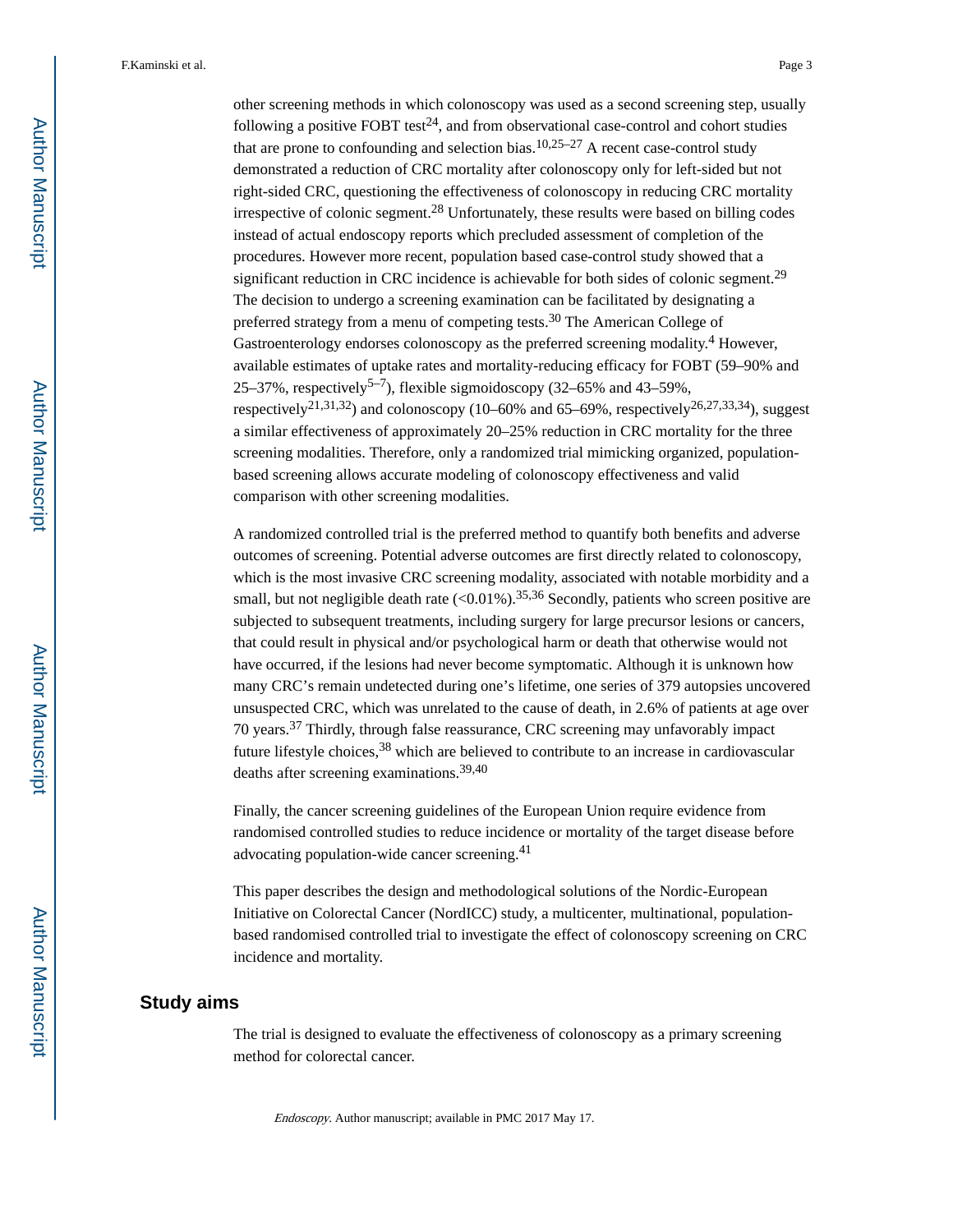other screening methods in which colonoscopy was used as a second screening step, usually following a positive FOBT test[24], and from observational case-control and cohort studies that are prone to confounding and selection bias.[10,25–27] A recent case-control study demonstrated a reduction of CRC mortality after colonoscopy only for left-sided but not right-sided CRC, questioning the effectiveness of colonoscopy in reducing CRC mortality irrespective of colonic segment.[28] Unfortunately, these results were based on billing codes instead of actual endoscopy reports which precluded assessment of completion of the procedures. However more recent, population based case-control study showed that a significant reduction in CRC incidence is achievable for both sides of colonic segment.[29] The decision to undergo a screening examination can be facilitated by designating a preferred strategy from a menu of competing tests.[30] The American College of Gastroenterology endorses colonoscopy as the preferred screening modality.[4] However, available estimates of uptake rates and mortality-reducing efficacy for FOBT (59–90% and 25–37%, respectively[5–7]), flexible sigmoidoscopy (32–65% and 43–59%, respectively[21,31,32]) and colonoscopy (10–60% and 65–69%, respectively[26,27,33,34]), suggest a similar effectiveness of approximately 20–25% reduction in CRC mortality for the three screening modalities. Therefore, only a randomized trial mimicking organized, population-based screening allows accurate modeling of colonoscopy effectiveness and valid comparison with other screening modalities.

A randomized controlled trial is the preferred method to quantify both benefits and adverse outcomes of screening. Potential adverse outcomes are first directly related to colonoscopy, which is the most invasive CRC screening modality, associated with notable morbidity and a small, but not negligible death rate (<0.01%).[35,36] Secondly, patients who screen positive are subjected to subsequent treatments, including surgery for large precursor lesions or cancers, that could result in physical and/or psychological harm or death that otherwise would not have occurred, if the lesions had never become symptomatic. Although it is unknown how many CRC's remain undetected during one's lifetime, one series of 379 autopsies uncovered unsuspected CRC, which was unrelated to the cause of death, in 2.6% of patients at age over 70 years.[37] Thirdly, through false reassurance, CRC screening may unfavorably impact future lifestyle choices,[38] which are believed to contribute to an increase in cardiovascular deaths after screening examinations.[39,40]

Finally, the cancer screening guidelines of the European Union require evidence from randomised controlled studies to reduce incidence or mortality of the target disease before advocating population-wide cancer screening.[41]

This paper describes the design and methodological solutions of the Nordic-European Initiative on Colorectal Cancer (NordICC) study, a multicenter, multinational, population-based randomised controlled trial to investigate the effect of colonoscopy screening on CRC incidence and mortality.

## Study aims

The trial is designed to evaluate the effectiveness of colonoscopy as a primary screening method for colorectal cancer.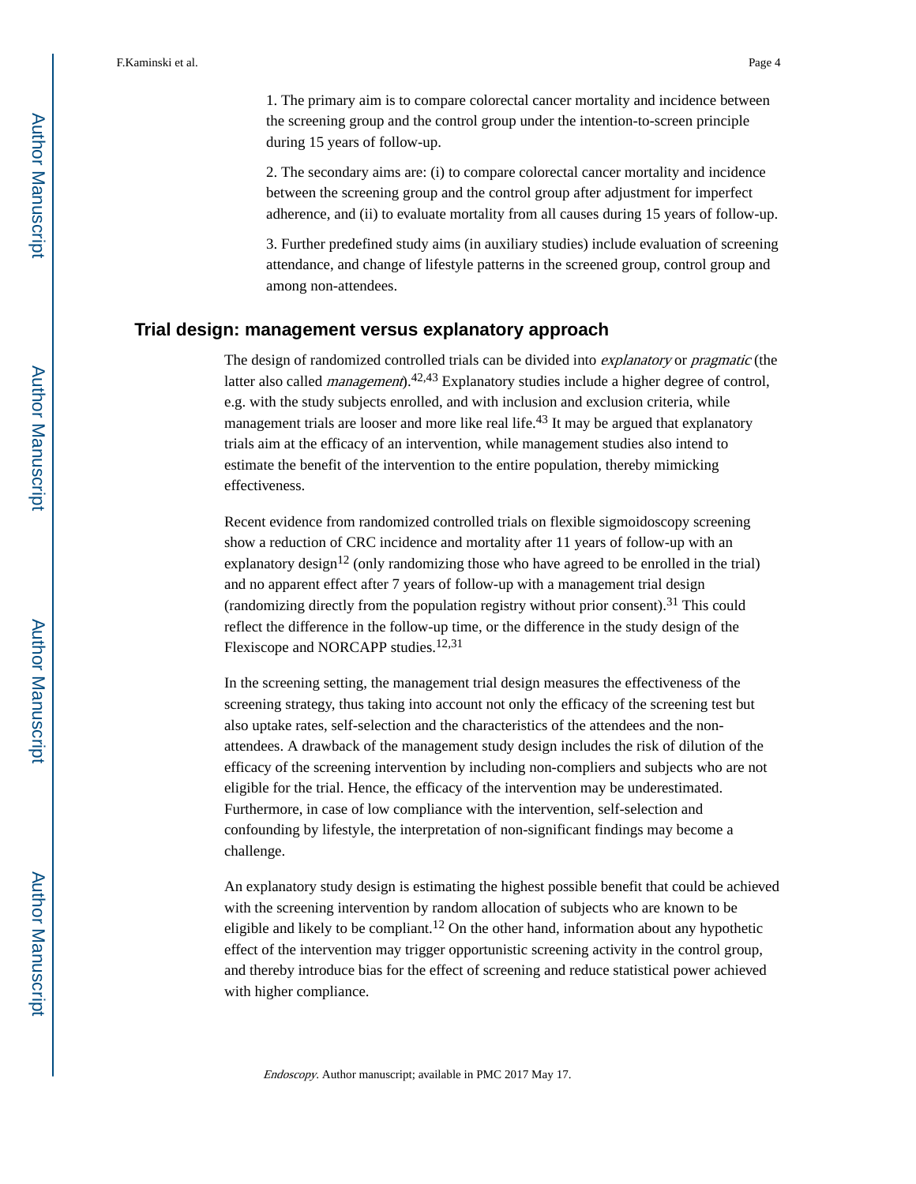1. The primary aim is to compare colorectal cancer mortality and incidence between the screening group and the control group under the intention-to-screen principle during 15 years of follow-up.

2. The secondary aims are: (i) to compare colorectal cancer mortality and incidence between the screening group and the control group after adjustment for imperfect adherence, and (ii) to evaluate mortality from all causes during 15 years of follow-up.

3. Further predefined study aims (in auxiliary studies) include evaluation of screening attendance, and change of lifestyle patterns in the screened group, control group and among non-attendees.

## Trial design: management versus explanatory approach

The design of randomized controlled trials can be divided into *explanatory* or *pragmatic* (the latter also called *management*).[42,43] Explanatory studies include a higher degree of control, e.g. with the study subjects enrolled, and with inclusion and exclusion criteria, while management trials are looser and more like real life.[43] It may be argued that explanatory trials aim at the efficacy of an intervention, while management studies also intend to estimate the benefit of the intervention to the entire population, thereby mimicking effectiveness.

Recent evidence from randomized controlled trials on flexible sigmoidoscopy screening show a reduction of CRC incidence and mortality after 11 years of follow-up with an explanatory design[12] (only randomizing those who have agreed to be enrolled in the trial) and no apparent effect after 7 years of follow-up with a management trial design (randomizing directly from the population registry without prior consent).[31] This could reflect the difference in the follow-up time, or the difference in the study design of the Flexiscope and NORCAPP studies.[12,31]

In the screening setting, the management trial design measures the effectiveness of the screening strategy, thus taking into account not only the efficacy of the screening test but also uptake rates, self-selection and the characteristics of the attendees and the non-attendees. A drawback of the management study design includes the risk of dilution of the efficacy of the screening intervention by including non-compliers and subjects who are not eligible for the trial. Hence, the efficacy of the intervention may be underestimated. Furthermore, in case of low compliance with the intervention, self-selection and confounding by lifestyle, the interpretation of non-significant findings may become a challenge.

An explanatory study design is estimating the highest possible benefit that could be achieved with the screening intervention by random allocation of subjects who are known to be eligible and likely to be compliant.[12] On the other hand, information about any hypothetic effect of the intervention may trigger opportunistic screening activity in the control group, and thereby introduce bias for the effect of screening and reduce statistical power achieved with higher compliance.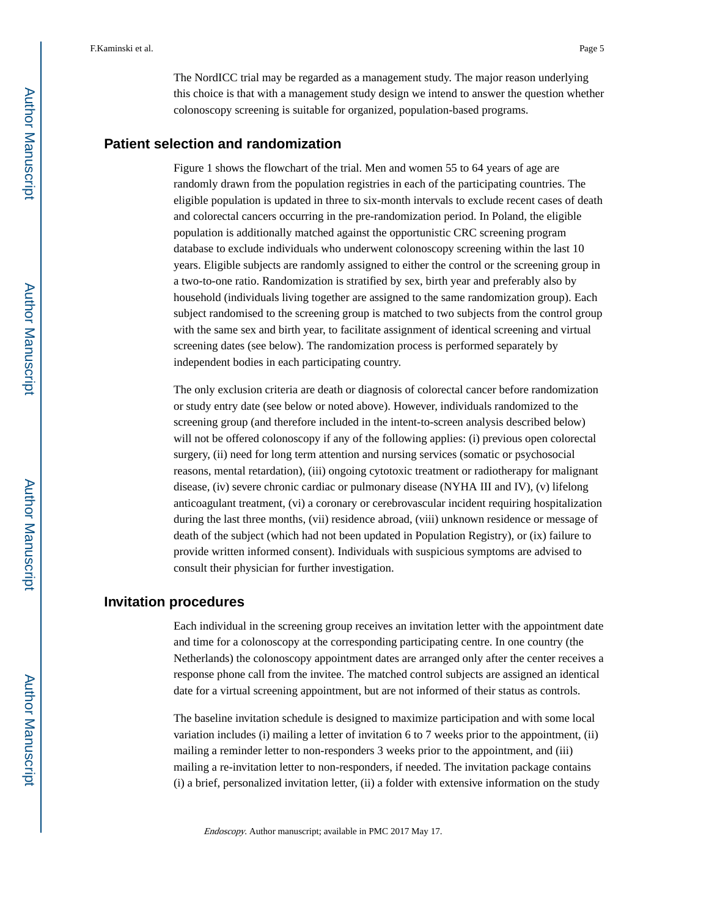The NordICC trial may be regarded as a management study. The major reason underlying this choice is that with a management study design we intend to answer the question whether colonoscopy screening is suitable for organized, population-based programs.

## Patient selection and randomization

Figure 1 shows the flowchart of the trial. Men and women 55 to 64 years of age are randomly drawn from the population registries in each of the participating countries. The eligible population is updated in three to six-month intervals to exclude recent cases of death and colorectal cancers occurring in the pre-randomization period. In Poland, the eligible population is additionally matched against the opportunistic CRC screening program database to exclude individuals who underwent colonoscopy screening within the last 10 years. Eligible subjects are randomly assigned to either the control or the screening group in a two-to-one ratio. Randomization is stratified by sex, birth year and preferably also by household (individuals living together are assigned to the same randomization group). Each subject randomised to the screening group is matched to two subjects from the control group with the same sex and birth year, to facilitate assignment of identical screening and virtual screening dates (see below). The randomization process is performed separately by independent bodies in each participating country.

The only exclusion criteria are death or diagnosis of colorectal cancer before randomization or study entry date (see below or noted above). However, individuals randomized to the screening group (and therefore included in the intent-to-screen analysis described below) will not be offered colonoscopy if any of the following applies: (i) previous open colorectal surgery, (ii) need for long term attention and nursing services (somatic or psychosocial reasons, mental retardation), (iii) ongoing cytotoxic treatment or radiotherapy for malignant disease, (iv) severe chronic cardiac or pulmonary disease (NYHA III and IV), (v) lifelong anticoagulant treatment, (vi) a coronary or cerebrovascular incident requiring hospitalization during the last three months, (vii) residence abroad, (viii) unknown residence or message of death of the subject (which had not been updated in Population Registry), or (ix) failure to provide written informed consent). Individuals with suspicious symptoms are advised to consult their physician for further investigation.

## Invitation procedures

Each individual in the screening group receives an invitation letter with the appointment date and time for a colonoscopy at the corresponding participating centre. In one country (the Netherlands) the colonoscopy appointment dates are arranged only after the center receives a response phone call from the invitee. The matched control subjects are assigned an identical date for a virtual screening appointment, but are not informed of their status as controls.

The baseline invitation schedule is designed to maximize participation and with some local variation includes (i) mailing a letter of invitation 6 to 7 weeks prior to the appointment, (ii) mailing a reminder letter to non-responders 3 weeks prior to the appointment, and (iii) mailing a re-invitation letter to non-responders, if needed. The invitation package contains (i) a brief, personalized invitation letter, (ii) a folder with extensive information on the study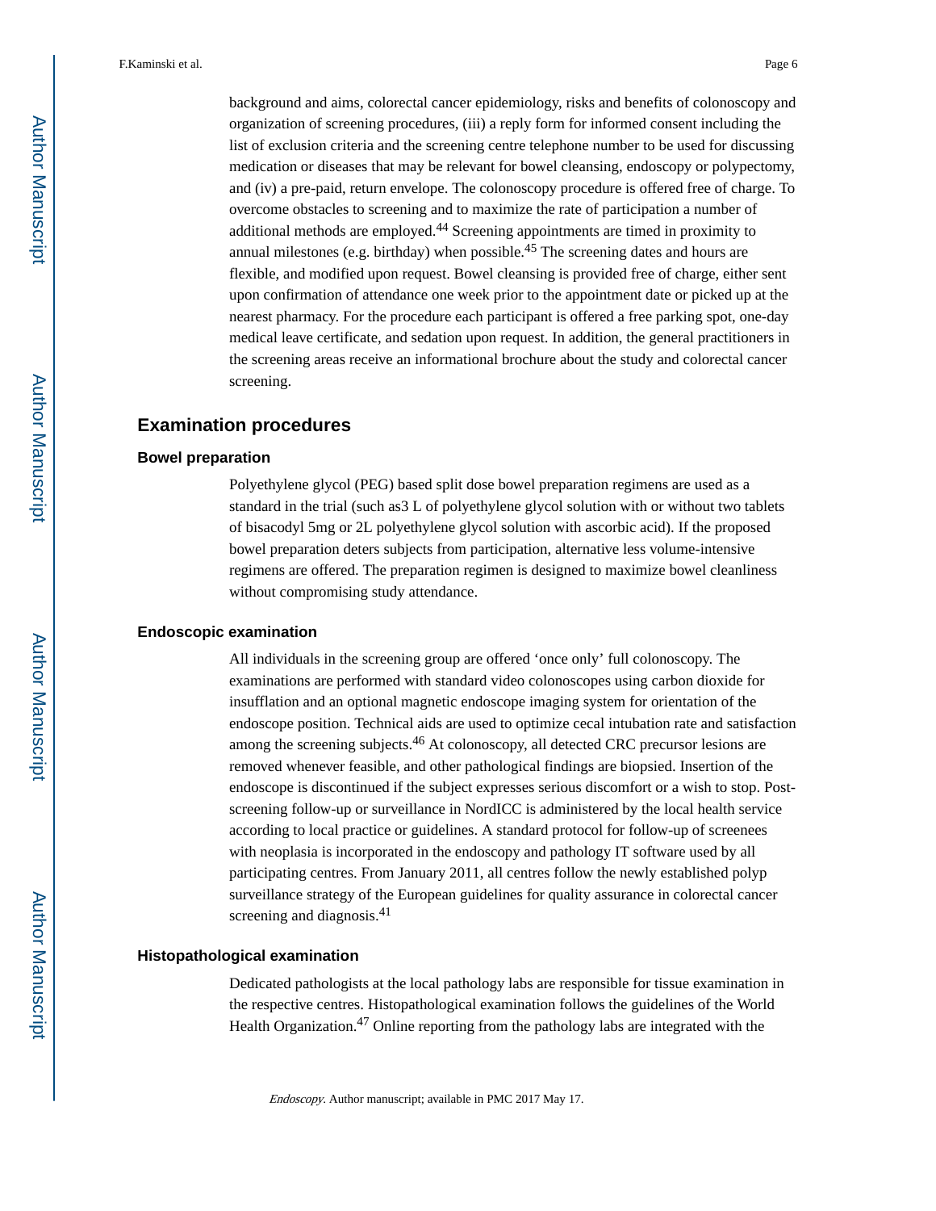background and aims, colorectal cancer epidemiology, risks and benefits of colonoscopy and organization of screening procedures, (iii) a reply form for informed consent including the list of exclusion criteria and the screening centre telephone number to be used for discussing medication or diseases that may be relevant for bowel cleansing, endoscopy or polypectomy, and (iv) a pre-paid, return envelope. The colonoscopy procedure is offered free of charge. To overcome obstacles to screening and to maximize the rate of participation a number of additional methods are employed.[44] Screening appointments are timed in proximity to annual milestones (e.g. birthday) when possible.[45] The screening dates and hours are flexible, and modified upon request. Bowel cleansing is provided free of charge, either sent upon confirmation of attendance one week prior to the appointment date or picked up at the nearest pharmacy. For the procedure each participant is offered a free parking spot, one-day medical leave certificate, and sedation upon request. In addition, the general practitioners in the screening areas receive an informational brochure about the study and colorectal cancer screening.

## Examination procedures

### Bowel preparation

Polyethylene glycol (PEG) based split dose bowel preparation regimens are used as a standard in the trial (such as3 L of polyethylene glycol solution with or without two tablets of bisacodyl 5mg or 2L polyethylene glycol solution with ascorbic acid). If the proposed bowel preparation deters subjects from participation, alternative less volume-intensive regimens are offered. The preparation regimen is designed to maximize bowel cleanliness without compromising study attendance.

### Endoscopic examination

All individuals in the screening group are offered 'once only' full colonoscopy. The examinations are performed with standard video colonoscopes using carbon dioxide for insufflation and an optional magnetic endoscope imaging system for orientation of the endoscope position. Technical aids are used to optimize cecal intubation rate and satisfaction among the screening subjects.[46] At colonoscopy, all detected CRC precursor lesions are removed whenever feasible, and other pathological findings are biopsied. Insertion of the endoscope is discontinued if the subject expresses serious discomfort or a wish to stop. Post-screening follow-up or surveillance in NordICC is administered by the local health service according to local practice or guidelines. A standard protocol for follow-up of screenees with neoplasia is incorporated in the endoscopy and pathology IT software used by all participating centres. From January 2011, all centres follow the newly established polyp surveillance strategy of the European guidelines for quality assurance in colorectal cancer screening and diagnosis.[41]

### Histopathological examination

Dedicated pathologists at the local pathology labs are responsible for tissue examination in the respective centres. Histopathological examination follows the guidelines of the World Health Organization.[47] Online reporting from the pathology labs are integrated with the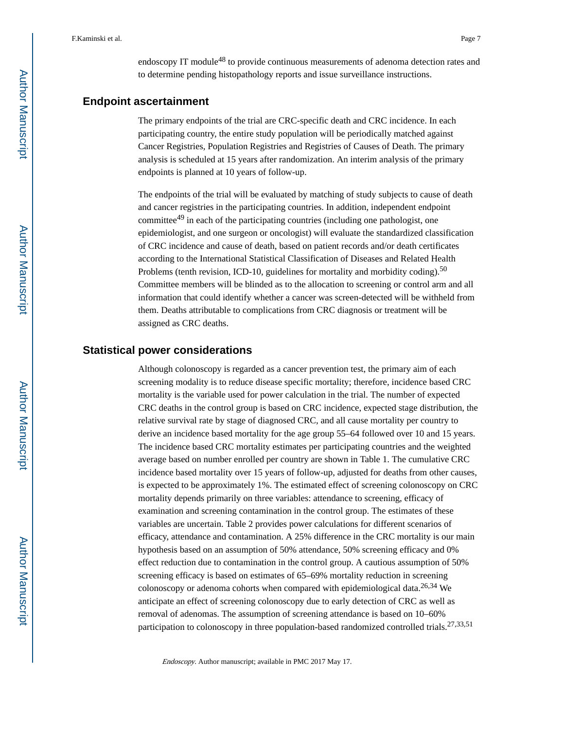endoscopy IT module[48] to provide continuous measurements of adenoma detection rates and to determine pending histopathology reports and issue surveillance instructions.

## Endpoint ascertainment

The primary endpoints of the trial are CRC-specific death and CRC incidence. In each participating country, the entire study population will be periodically matched against Cancer Registries, Population Registries and Registries of Causes of Death. The primary analysis is scheduled at 15 years after randomization. An interim analysis of the primary endpoints is planned at 10 years of follow-up.

The endpoints of the trial will be evaluated by matching of study subjects to cause of death and cancer registries in the participating countries. In addition, independent endpoint committee[49] in each of the participating countries (including one pathologist, one epidemiologist, and one surgeon or oncologist) will evaluate the standardized classification of CRC incidence and cause of death, based on patient records and/or death certificates according to the International Statistical Classification of Diseases and Related Health Problems (tenth revision, ICD-10, guidelines for mortality and morbidity coding).[50] Committee members will be blinded as to the allocation to screening or control arm and all information that could identify whether a cancer was screen-detected will be withheld from them. Deaths attributable to complications from CRC diagnosis or treatment will be assigned as CRC deaths.

## Statistical power considerations

Although colonoscopy is regarded as a cancer prevention test, the primary aim of each screening modality is to reduce disease specific mortality; therefore, incidence based CRC mortality is the variable used for power calculation in the trial. The number of expected CRC deaths in the control group is based on CRC incidence, expected stage distribution, the relative survival rate by stage of diagnosed CRC, and all cause mortality per country to derive an incidence based mortality for the age group 55–64 followed over 10 and 15 years. The incidence based CRC mortality estimates per participating countries and the weighted average based on number enrolled per country are shown in Table 1. The cumulative CRC incidence based mortality over 15 years of follow-up, adjusted for deaths from other causes, is expected to be approximately 1%. The estimated effect of screening colonoscopy on CRC mortality depends primarily on three variables: attendance to screening, efficacy of examination and screening contamination in the control group. The estimates of these variables are uncertain. Table 2 provides power calculations for different scenarios of efficacy, attendance and contamination. A 25% difference in the CRC mortality is our main hypothesis based on an assumption of 50% attendance, 50% screening efficacy and 0% effect reduction due to contamination in the control group. A cautious assumption of 50% screening efficacy is based on estimates of 65–69% mortality reduction in screening colonoscopy or adenoma cohorts when compared with epidemiological data.[26,34] We anticipate an effect of screening colonoscopy due to early detection of CRC as well as removal of adenomas. The assumption of screening attendance is based on 10–60% participation to colonoscopy in three population-based randomized controlled trials.[27,33,51]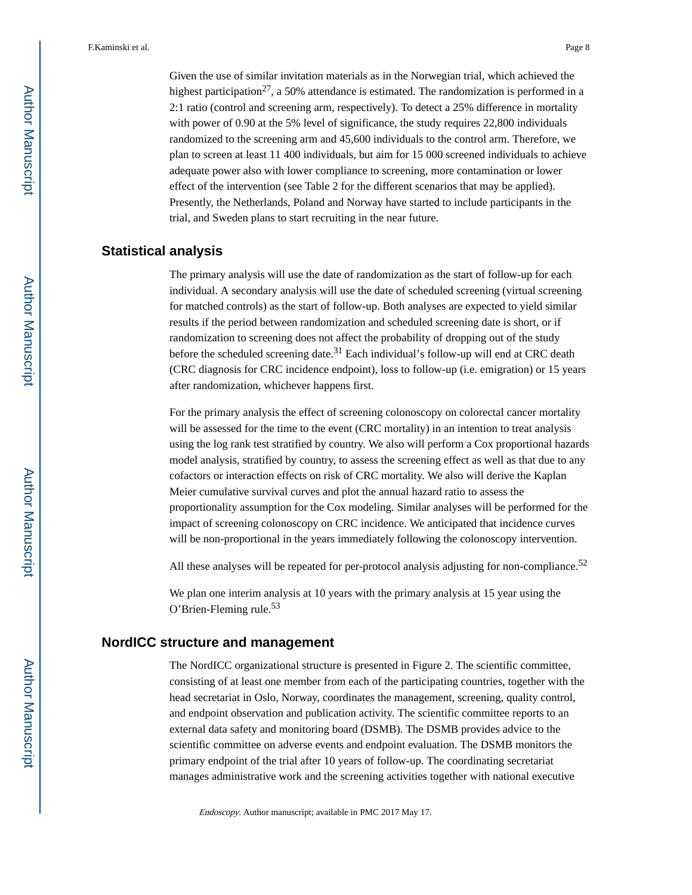Given the use of similar invitation materials as in the Norwegian trial, which achieved the highest participation[27], a 50% attendance is estimated. The randomization is performed in a 2:1 ratio (control and screening arm, respectively). To detect a 25% difference in mortality with power of 0.90 at the 5% level of significance, the study requires 22,800 individuals randomized to the screening arm and 45,600 individuals to the control arm. Therefore, we plan to screen at least 11 400 individuals, but aim for 15 000 screened individuals to achieve adequate power also with lower compliance to screening, more contamination or lower effect of the intervention (see Table 2 for the different scenarios that may be applied). Presently, the Netherlands, Poland and Norway have started to include participants in the trial, and Sweden plans to start recruiting in the near future.

## Statistical analysis

The primary analysis will use the date of randomization as the start of follow-up for each individual. A secondary analysis will use the date of scheduled screening (virtual screening for matched controls) as the start of follow-up. Both analyses are expected to yield similar results if the period between randomization and scheduled screening date is short, or if randomization to screening does not affect the probability of dropping out of the study before the scheduled screening date.[31] Each individual's follow-up will end at CRC death (CRC diagnosis for CRC incidence endpoint), loss to follow-up (i.e. emigration) or 15 years after randomization, whichever happens first.

For the primary analysis the effect of screening colonoscopy on colorectal cancer mortality will be assessed for the time to the event (CRC mortality) in an intention to treat analysis using the log rank test stratified by country. We also will perform a Cox proportional hazards model analysis, stratified by country, to assess the screening effect as well as that due to any cofactors or interaction effects on risk of CRC mortality. We also will derive the Kaplan Meier cumulative survival curves and plot the annual hazard ratio to assess the proportionality assumption for the Cox modeling. Similar analyses will be performed for the impact of screening colonoscopy on CRC incidence. We anticipated that incidence curves will be non-proportional in the years immediately following the colonoscopy intervention.

All these analyses will be repeated for per-protocol analysis adjusting for non-compliance.[52]

We plan one interim analysis at 10 years with the primary analysis at 15 year using the O'Brien-Fleming rule.[53]

## NordICC structure and management

The NordICC organizational structure is presented in Figure 2. The scientific committee, consisting of at least one member from each of the participating countries, together with the head secretariat in Oslo, Norway, coordinates the management, screening, quality control, and endpoint observation and publication activity. The scientific committee reports to an external data safety and monitoring board (DSMB). The DSMB provides advice to the scientific committee on adverse events and endpoint evaluation. The DSMB monitors the primary endpoint of the trial after 10 years of follow-up. The coordinating secretariat manages administrative work and the screening activities together with national executive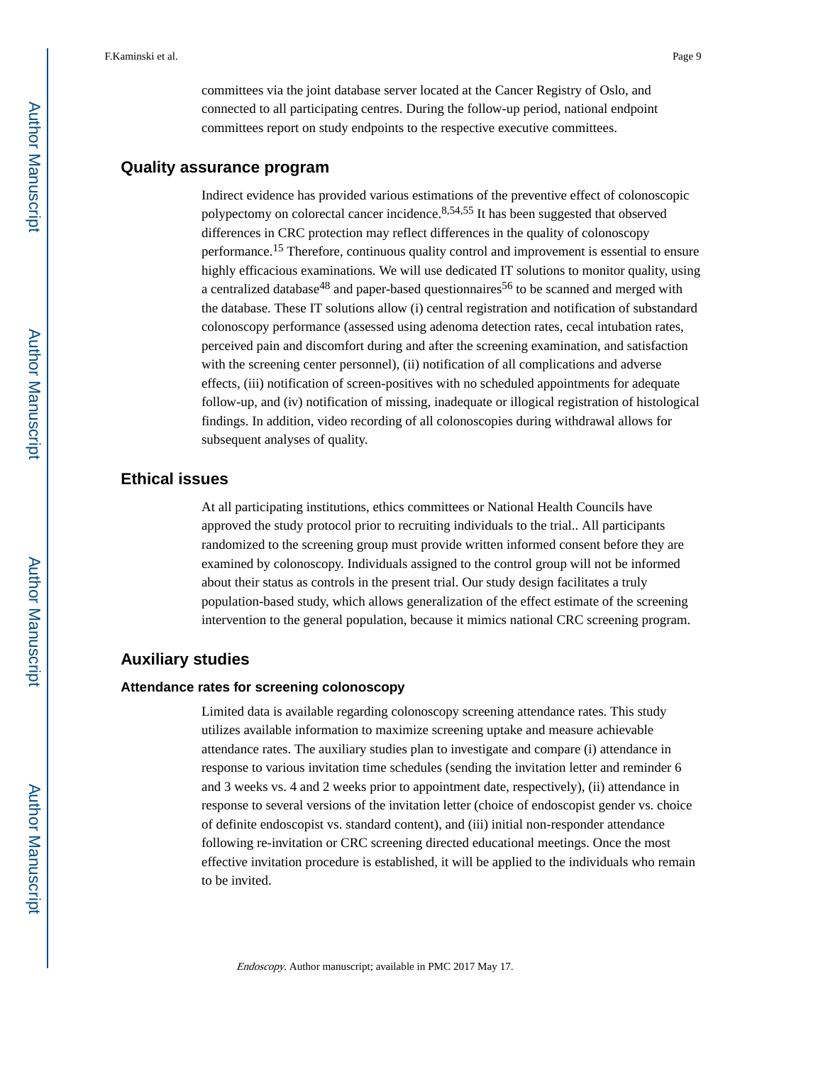committees via the joint database server located at the Cancer Registry of Oslo, and connected to all participating centres. During the follow-up period, national endpoint committees report on study endpoints to the respective executive committees.

## Quality assurance program

Indirect evidence has provided various estimations of the preventive effect of colonoscopic polypectomy on colorectal cancer incidence.[8,54,55] It has been suggested that observed differences in CRC protection may reflect differences in the quality of colonoscopy performance.[15] Therefore, continuous quality control and improvement is essential to ensure highly efficacious examinations. We will use dedicated IT solutions to monitor quality, using a centralized database[48] and paper-based questionnaires[56] to be scanned and merged with the database. These IT solutions allow (i) central registration and notification of substandard colonoscopy performance (assessed using adenoma detection rates, cecal intubation rates, perceived pain and discomfort during and after the screening examination, and satisfaction with the screening center personnel), (ii) notification of all complications and adverse effects, (iii) notification of screen-positives with no scheduled appointments for adequate follow-up, and (iv) notification of missing, inadequate or illogical registration of histological findings. In addition, video recording of all colonoscopies during withdrawal allows for subsequent analyses of quality.

## Ethical issues

At all participating institutions, ethics committees or National Health Councils have approved the study protocol prior to recruiting individuals to the trial.. All participants randomized to the screening group must provide written informed consent before they are examined by colonoscopy. Individuals assigned to the control group will not be informed about their status as controls in the present trial. Our study design facilitates a truly population-based study, which allows generalization of the effect estimate of the screening intervention to the general population, because it mimics national CRC screening program.

## Auxiliary studies

### Attendance rates for screening colonoscopy

Limited data is available regarding colonoscopy screening attendance rates. This study utilizes available information to maximize screening uptake and measure achievable attendance rates. The auxiliary studies plan to investigate and compare (i) attendance in response to various invitation time schedules (sending the invitation letter and reminder 6 and 3 weeks vs. 4 and 2 weeks prior to appointment date, respectively), (ii) attendance in response to several versions of the invitation letter (choice of endoscopist gender vs. choice of definite endoscopist vs. standard content), and (iii) initial non-responder attendance following re-invitation or CRC screening directed educational meetings. Once the most effective invitation procedure is established, it will be applied to the individuals who remain to be invited.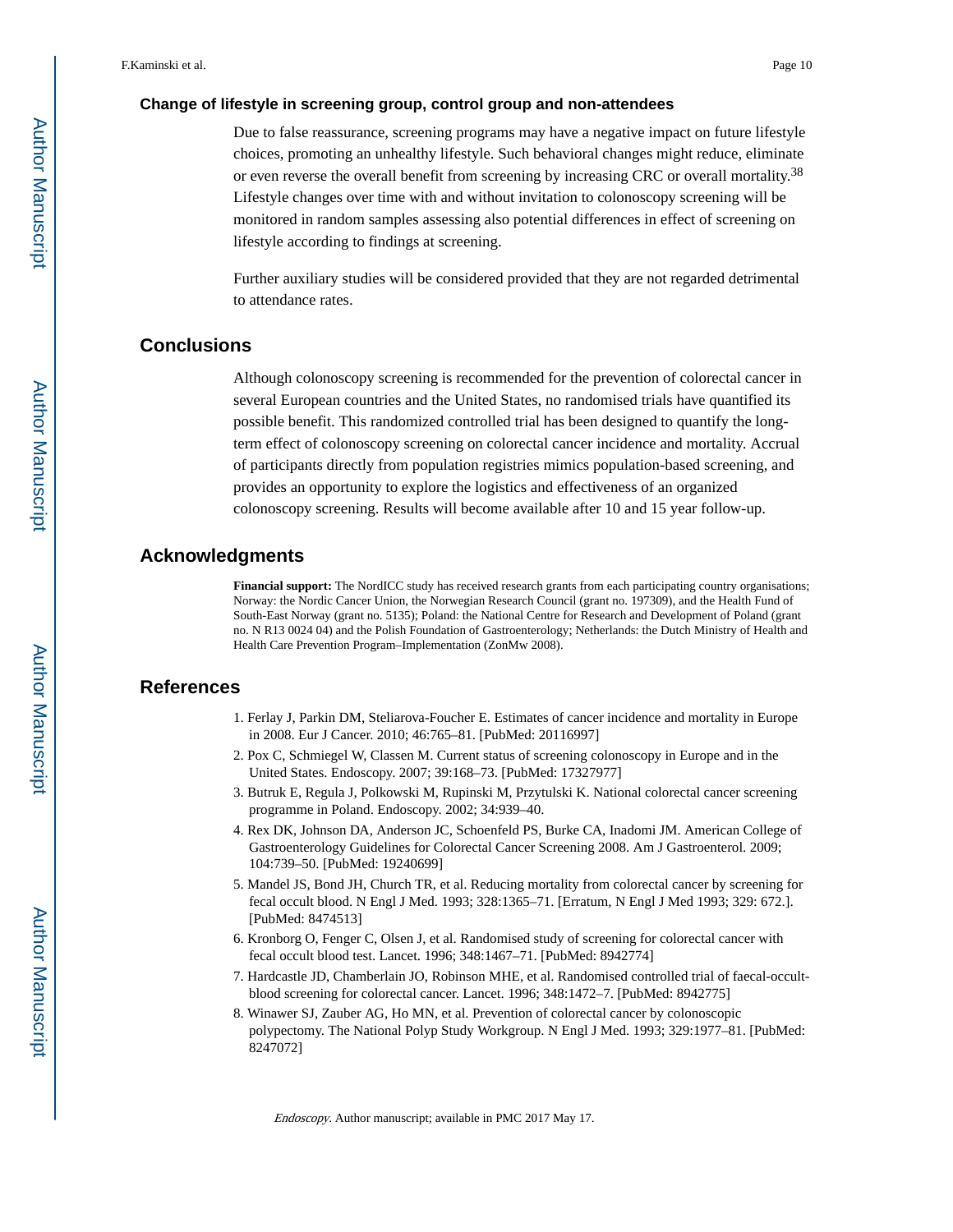### Change of lifestyle in screening group, control group and non-attendees

Due to false reassurance, screening programs may have a negative impact on future lifestyle choices, promoting an unhealthy lifestyle. Such behavioral changes might reduce, eliminate or even reverse the overall benefit from screening by increasing CRC or overall mortality.[38] Lifestyle changes over time with and without invitation to colonoscopy screening will be monitored in random samples assessing also potential differences in effect of screening on lifestyle according to findings at screening.

Further auxiliary studies will be considered provided that they are not regarded detrimental to attendance rates.

## Conclusions

Although colonoscopy screening is recommended for the prevention of colorectal cancer in several European countries and the United States, no randomised trials have quantified its possible benefit. This randomized controlled trial has been designed to quantify the long-term effect of colonoscopy screening on colorectal cancer incidence and mortality. Accrual of participants directly from population registries mimics population-based screening, and provides an opportunity to explore the logistics and effectiveness of an organized colonoscopy screening. Results will become available after 10 and 15 year follow-up.

## Acknowledgments

**Financial support:** The NordICC study has received research grants from each participating country organisations; Norway: the Nordic Cancer Union, the Norwegian Research Council (grant no. 197309), and the Health Fund of South-East Norway (grant no. 5135); Poland: the National Centre for Research and Development of Poland (grant no. N R13 0024 04) and the Polish Foundation of Gastroenterology; Netherlands: the Dutch Ministry of Health and Health Care Prevention Program–Implementation (ZonMw 2008).

## References

1. Ferlay J, Parkin DM, Steliarova-Foucher E. Estimates of cancer incidence and mortality in Europe in 2008. Eur J Cancer. 2010; 46:765–81. [PubMed: 20116997]
2. Pox C, Schmiegel W, Classen M. Current status of screening colonoscopy in Europe and in the United States. Endoscopy. 2007; 39:168–73. [PubMed: 17327977]
3. Butruk E, Regula J, Polkowski M, Rupinski M, Przytulski K. National colorectal cancer screening programme in Poland. Endoscopy. 2002; 34:939–40.
4. Rex DK, Johnson DA, Anderson JC, Schoenfeld PS, Burke CA, Inadomi JM. American College of Gastroenterology Guidelines for Colorectal Cancer Screening 2008. Am J Gastroenterol. 2009; 104:739–50. [PubMed: 19240699]
5. Mandel JS, Bond JH, Church TR, et al. Reducing mortality from colorectal cancer by screening for fecal occult blood. N Engl J Med. 1993; 328:1365–71. [Erratum, N Engl J Med 1993; 329: 672.]. [PubMed: 8474513]
6. Kronborg O, Fenger C, Olsen J, et al. Randomised study of screening for colorectal cancer with fecal occult blood test. Lancet. 1996; 348:1467–71. [PubMed: 8942774]
7. Hardcastle JD, Chamberlain JO, Robinson MHE, et al. Randomised controlled trial of faecal-occult-blood screening for colorectal cancer. Lancet. 1996; 348:1472–7. [PubMed: 8942775]
8. Winawer SJ, Zauber AG, Ho MN, et al. Prevention of colorectal cancer by colonoscopic polypectomy. The National Polyp Study Workgroup. N Engl J Med. 1993; 329:1977–81. [PubMed: 8247072]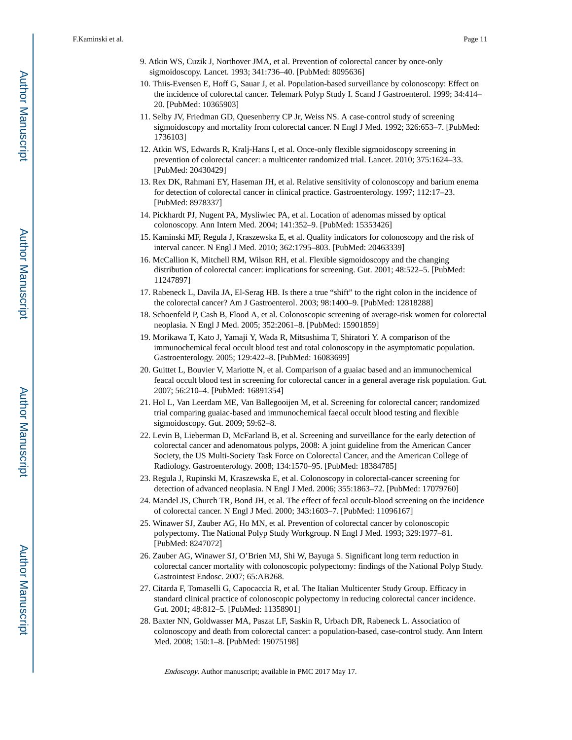9. Atkin WS, Cuzik J, Northover JMA, et al. Prevention of colorectal cancer by once-only sigmoidoscopy. Lancet. 1993; 341:736–40. [PubMed: 8095636]
10. Thiis-Evensen E, Hoff G, Sauar J, et al. Population-based surveillance by colonoscopy: Effect on the incidence of colorectal cancer. Telemark Polyp Study I. Scand J Gastroenterol. 1999; 34:414–20. [PubMed: 10365903]
11. Selby JV, Friedman GD, Quesenberry CP Jr, Weiss NS. A case-control study of screening sigmoidoscopy and mortality from colorectal cancer. N Engl J Med. 1992; 326:653–7. [PubMed: 1736103]
12. Atkin WS, Edwards R, Kralj-Hans I, et al. Once-only flexible sigmoidoscopy screening in prevention of colorectal cancer: a multicenter randomized trial. Lancet. 2010; 375:1624–33. [PubMed: 20430429]
13. Rex DK, Rahmani EY, Haseman JH, et al. Relative sensitivity of colonoscopy and barium enema for detection of colorectal cancer in clinical practice. Gastroenterology. 1997; 112:17–23. [PubMed: 8978337]
14. Pickhardt PJ, Nugent PA, Mysliwiec PA, et al. Location of adenomas missed by optical colonoscopy. Ann Intern Med. 2004; 141:352–9. [PubMed: 15353426]
15. Kaminski MF, Regula J, Kraszewska E, et al. Quality indicators for colonoscopy and the risk of interval cancer. N Engl J Med. 2010; 362:1795–803. [PubMed: 20463339]
16. McCallion K, Mitchell RM, Wilson RH, et al. Flexible sigmoidoscopy and the changing distribution of colorectal cancer: implications for screening. Gut. 2001; 48:522–5. [PubMed: 11247897]
17. Rabeneck L, Davila JA, El-Serag HB. Is there a true "shift" to the right colon in the incidence of the colorectal cancer? Am J Gastroenterol. 2003; 98:1400–9. [PubMed: 12818288]
18. Schoenfeld P, Cash B, Flood A, et al. Colonoscopic screening of average-risk women for colorectal neoplasia. N Engl J Med. 2005; 352:2061–8. [PubMed: 15901859]
19. Morikawa T, Kato J, Yamaji Y, Wada R, Mitsushima T, Shiratori Y. A comparison of the immunochemical fecal occult blood test and total colonoscopy in the asymptomatic population. Gastroenterology. 2005; 129:422–8. [PubMed: 16083699]
20. Guittet L, Bouvier V, Mariotte N, et al. Comparison of a guaiac based and an immunochemical feacal occult blood test in screening for colorectal cancer in a general average risk population. Gut. 2007; 56:210–4. [PubMed: 16891354]
21. Hol L, Van Leerdam ME, Van Ballegooijen M, et al. Screening for colorectal cancer; randomized trial comparing guaiac-based and immunochemical faecal occult blood testing and flexible sigmoidoscopy. Gut. 2009; 59:62–8.
22. Levin B, Lieberman D, McFarland B, et al. Screening and surveillance for the early detection of colorectal cancer and adenomatous polyps, 2008: A joint guideline from the American Cancer Society, the US Multi-Society Task Force on Colorectal Cancer, and the American College of Radiology. Gastroenterology. 2008; 134:1570–95. [PubMed: 18384785]
23. Regula J, Rupinski M, Kraszewska E, et al. Colonoscopy in colorectal-cancer screening for detection of advanced neoplasia. N Engl J Med. 2006; 355:1863–72. [PubMed: 17079760]
24. Mandel JS, Church TR, Bond JH, et al. The effect of fecal occult-blood screening on the incidence of colorectal cancer. N Engl J Med. 2000; 343:1603–7. [PubMed: 11096167]
25. Winawer SJ, Zauber AG, Ho MN, et al. Prevention of colorectal cancer by colonoscopic polypectomy. The National Polyp Study Workgroup. N Engl J Med. 1993; 329:1977–81. [PubMed: 8247072]
26. Zauber AG, Winawer SJ, O'Brien MJ, Shi W, Bayuga S. Significant long term reduction in colorectal cancer mortality with colonoscopic polypectomy: findings of the National Polyp Study. Gastrointest Endosc. 2007; 65:AB268.
27. Citarda F, Tomaselli G, Capocaccia R, et al. The Italian Multicenter Study Group. Efficacy in standard clinical practice of colonoscopic polypectomy in reducing colorectal cancer incidence. Gut. 2001; 48:812–5. [PubMed: 11358901]
28. Baxter NN, Goldwasser MA, Paszat LF, Saskin R, Urbach DR, Rabeneck L. Association of colonoscopy and death from colorectal cancer: a population-based, case-control study. Ann Intern Med. 2008; 150:1–8. [PubMed: 19075198]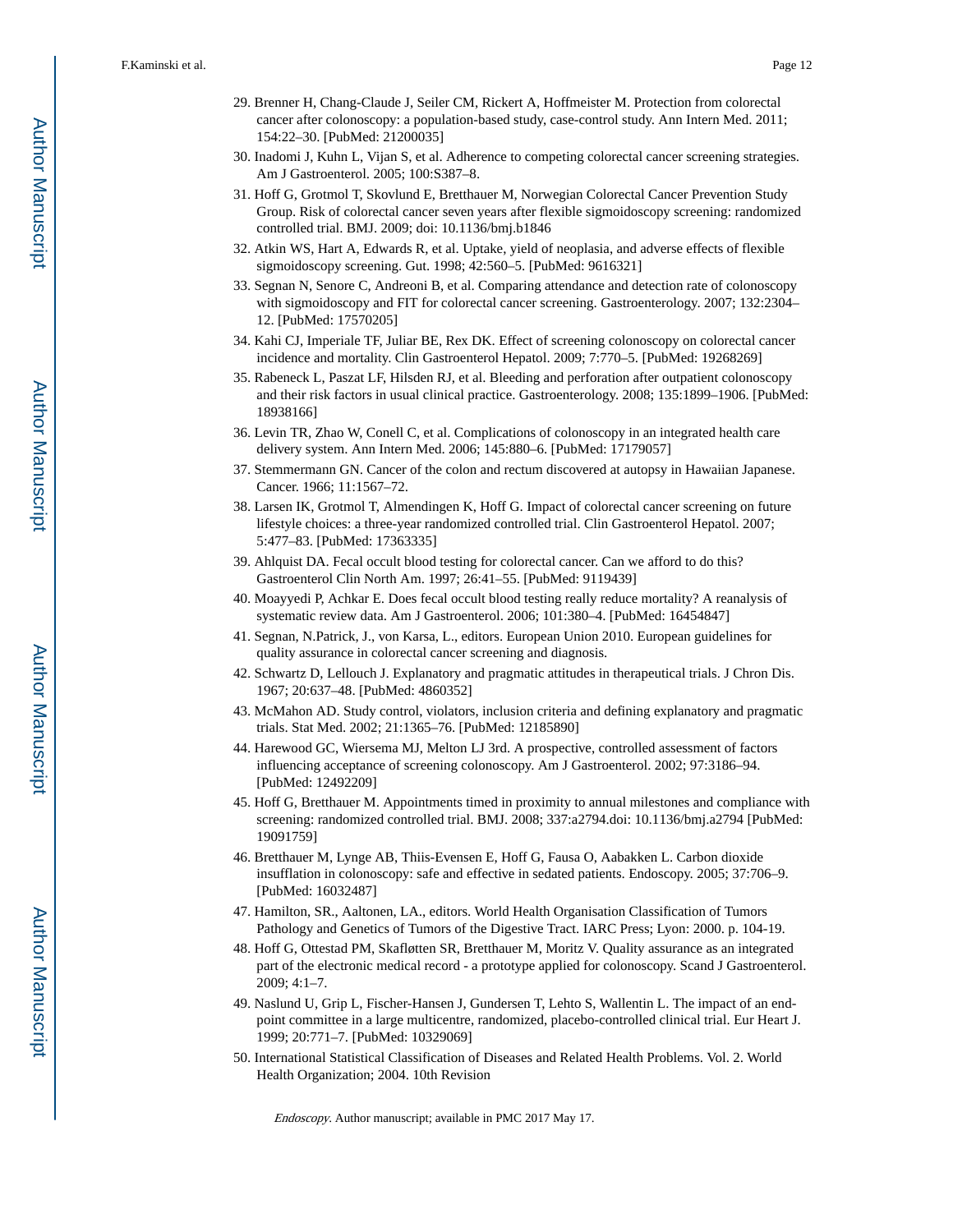29. Brenner H, Chang-Claude J, Seiler CM, Rickert A, Hoffmeister M. Protection from colorectal cancer after colonoscopy: a population-based study, case-control study. Ann Intern Med. 2011; 154:22–30. [PubMed: 21200035]
30. Inadomi J, Kuhn L, Vijan S, et al. Adherence to competing colorectal cancer screening strategies. Am J Gastroenterol. 2005; 100:S387–8.
31. Hoff G, Grotmol T, Skovlund E, Bretthauer M, Norwegian Colorectal Cancer Prevention Study Group. Risk of colorectal cancer seven years after flexible sigmoidoscopy screening: randomized controlled trial. BMJ. 2009; doi: 10.1136/bmj.b1846
32. Atkin WS, Hart A, Edwards R, et al. Uptake, yield of neoplasia, and adverse effects of flexible sigmoidoscopy screening. Gut. 1998; 42:560–5. [PubMed: 9616321]
33. Segnan N, Senore C, Andreoni B, et al. Comparing attendance and detection rate of colonoscopy with sigmoidoscopy and FIT for colorectal cancer screening. Gastroenterology. 2007; 132:2304–12. [PubMed: 17570205]
34. Kahi CJ, Imperiale TF, Juliar BE, Rex DK. Effect of screening colonoscopy on colorectal cancer incidence and mortality. Clin Gastroenterol Hepatol. 2009; 7:770–5. [PubMed: 19268269]
35. Rabeneck L, Paszat LF, Hilsden RJ, et al. Bleeding and perforation after outpatient colonoscopy and their risk factors in usual clinical practice. Gastroenterology. 2008; 135:1899–1906. [PubMed: 18938166]
36. Levin TR, Zhao W, Conell C, et al. Complications of colonoscopy in an integrated health care delivery system. Ann Intern Med. 2006; 145:880–6. [PubMed: 17179057]
37. Stemmermann GN. Cancer of the colon and rectum discovered at autopsy in Hawaiian Japanese. Cancer. 1966; 11:1567–72.
38. Larsen IK, Grotmol T, Almendingen K, Hoff G. Impact of colorectal cancer screening on future lifestyle choices: a three-year randomized controlled trial. Clin Gastroenterol Hepatol. 2007; 5:477–83. [PubMed: 17363335]
39. Ahlquist DA. Fecal occult blood testing for colorectal cancer. Can we afford to do this? Gastroenterol Clin North Am. 1997; 26:41–55. [PubMed: 9119439]
40. Moayyedi P, Achkar E. Does fecal occult blood testing really reduce mortality? A reanalysis of systematic review data. Am J Gastroenterol. 2006; 101:380–4. [PubMed: 16454847]
41. Segnan, N.Patrick, J., von Karsa, L., editors. European Union 2010. European guidelines for quality assurance in colorectal cancer screening and diagnosis.
42. Schwartz D, Lellouch J. Explanatory and pragmatic attitudes in therapeutical trials. J Chron Dis. 1967; 20:637–48. [PubMed: 4860352]
43. McMahon AD. Study control, violators, inclusion criteria and defining explanatory and pragmatic trials. Stat Med. 2002; 21:1365–76. [PubMed: 12185890]
44. Harewood GC, Wiersema MJ, Melton LJ 3rd. A prospective, controlled assessment of factors influencing acceptance of screening colonoscopy. Am J Gastroenterol. 2002; 97:3186–94. [PubMed: 12492209]
45. Hoff G, Bretthauer M. Appointments timed in proximity to annual milestones and compliance with screening: randomized controlled trial. BMJ. 2008; 337:a2794.doi: 10.1136/bmj.a2794 [PubMed: 19091759]
46. Bretthauer M, Lynge AB, Thiis-Evensen E, Hoff G, Fausa O, Aabakken L. Carbon dioxide insufflation in colonoscopy: safe and effective in sedated patients. Endoscopy. 2005; 37:706–9. [PubMed: 16032487]
47. Hamilton, SR., Aaltonen, LA., editors. World Health Organisation Classification of Tumors Pathology and Genetics of Tumors of the Digestive Tract. IARC Press; Lyon: 2000. p. 104-19.
48. Hoff G, Ottestad PM, Skafløtten SR, Bretthauer M, Moritz V. Quality assurance as an integrated part of the electronic medical record - a prototype applied for colonoscopy. Scand J Gastroenterol. 2009; 4:1–7.
49. Naslund U, Grip L, Fischer-Hansen J, Gundersen T, Lehto S, Wallentin L. The impact of an end-point committee in a large multicentre, randomized, placebo-controlled clinical trial. Eur Heart J. 1999; 20:771–7. [PubMed: 10329069]
50. International Statistical Classification of Diseases and Related Health Problems. Vol. 2. World Health Organization; 2004. 10th Revision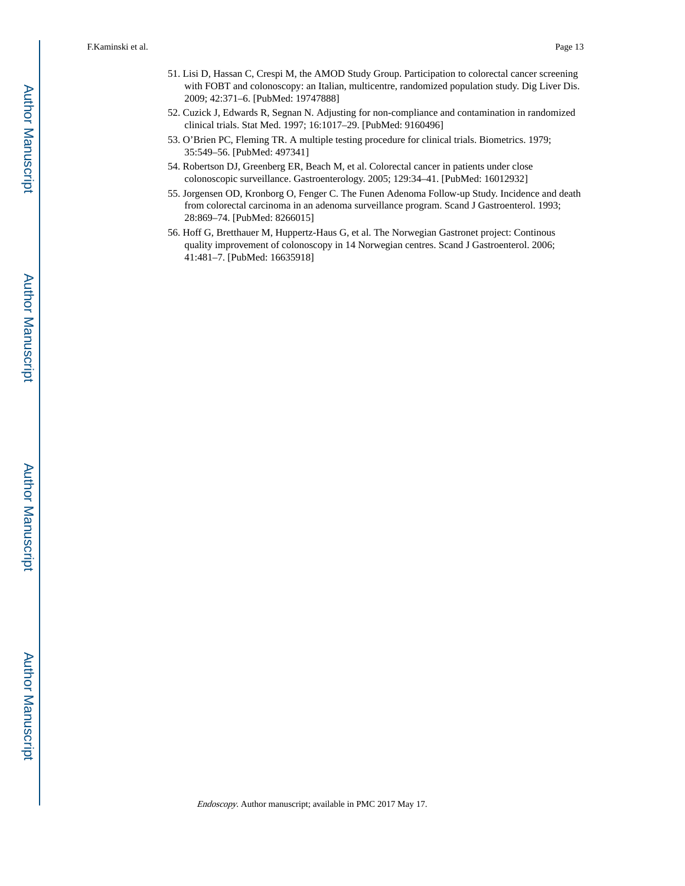51. Lisi D, Hassan C, Crespi M, the AMOD Study Group. Participation to colorectal cancer screening with FOBT and colonoscopy: an Italian, multicentre, randomized population study. Dig Liver Dis. 2009; 42:371–6. [PubMed: 19747888]
52. Cuzick J, Edwards R, Segnan N. Adjusting for non-compliance and contamination in randomized clinical trials. Stat Med. 1997; 16:1017–29. [PubMed: 9160496]
53. O'Brien PC, Fleming TR. A multiple testing procedure for clinical trials. Biometrics. 1979; 35:549–56. [PubMed: 497341]
54. Robertson DJ, Greenberg ER, Beach M, et al. Colorectal cancer in patients under close colonoscopic surveillance. Gastroenterology. 2005; 129:34–41. [PubMed: 16012932]
55. Jorgensen OD, Kronborg O, Fenger C. The Funen Adenoma Follow-up Study. Incidence and death from colorectal carcinoma in an adenoma surveillance program. Scand J Gastroenterol. 1993; 28:869–74. [PubMed: 8266015]
56. Hoff G, Bretthauer M, Huppertz-Haus G, et al. The Norwegian Gastronet project: Continous quality improvement of colonoscopy in 14 Norwegian centres. Scand J Gastroenterol. 2006; 41:481–7. [PubMed: 16635918]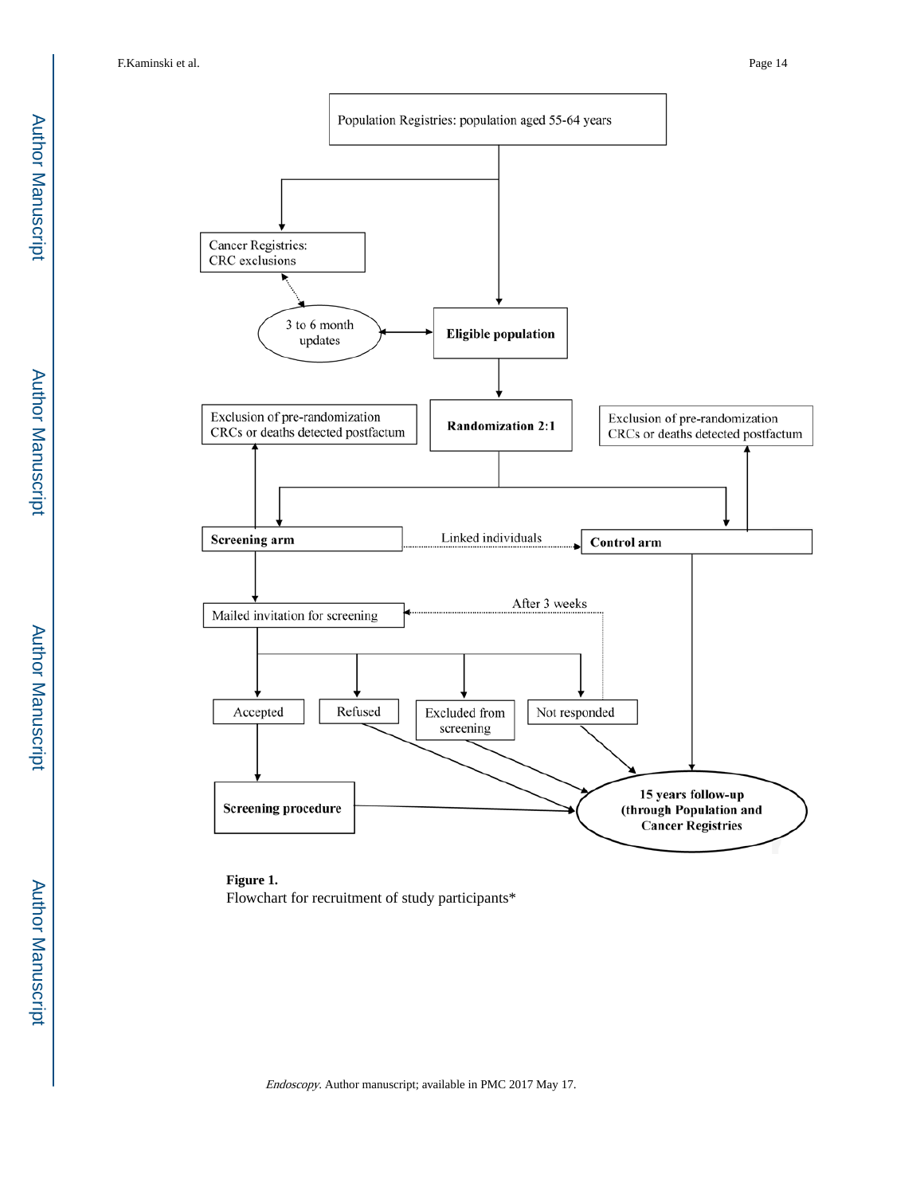Population Registries: population aged 55-64 years

Cancer Registries: CRC exclusions

3 to 6 month updates

**Eligible population**

**Randomization 2:1**

Exclusion of pre-randomization CRCs or deaths detected postfactum

Exclusion of pre-randomization CRCs or deaths detected postfactum

**Screening arm**

Linked individuals

**Control arm**

Mailed invitation for screening

After 3 weeks

Accepted

Refused

Excluded from screening

Not responded

**Screening procedure**

**15 years follow-up (through Population and Cancer Registries**

**Figure 1.**

Flowchart for recruitment of study participants*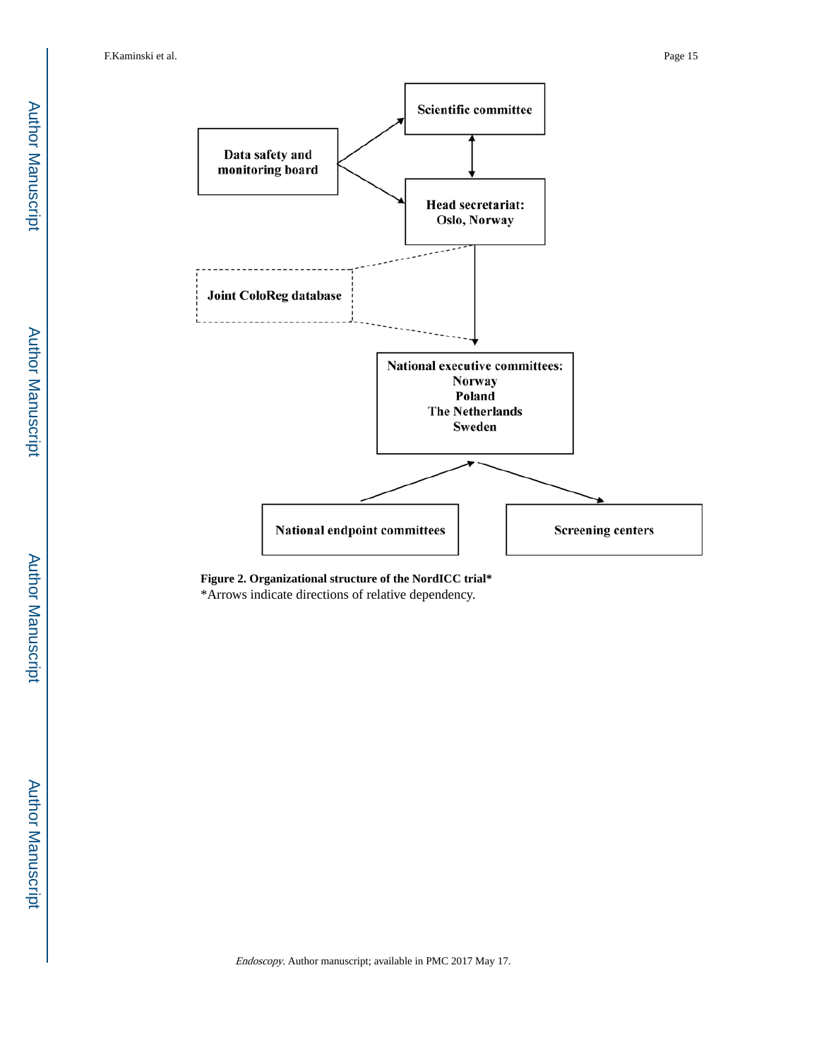Scientific committee

Data safety and monitoring board

Head secretariat: Oslo, Norway

Joint ColoReg database

National executive committees: Norway Poland The Netherlands Sweden

National endpoint committees

Screening centers

**Figure 2. Organizational structure of the NordICC trial***

*Arrows indicate directions of relative dependency.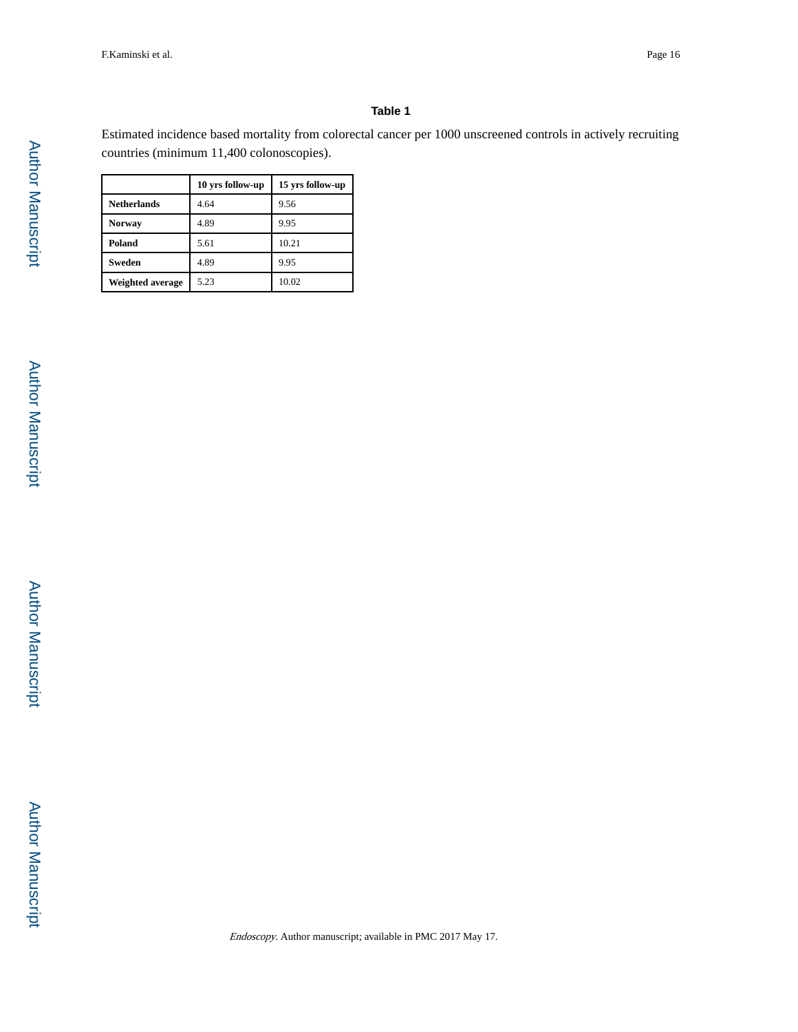### Table 1

Estimated incidence based mortality from colorectal cancer per 1000 unscreened controls in actively recruiting countries (minimum 11,400 colonoscopies).

| | 10 yrs follow-up | 15 yrs follow-up |
|---|---|---|
| **Netherlands** | 4.64 | 9.56 |
| **Norway** | 4.89 | 9.95 |
| **Poland** | 5.61 | 10.21 |
| **Sweden** | 4.89 | 9.95 |
| **Weighted average** | 5.23 | 10.02 |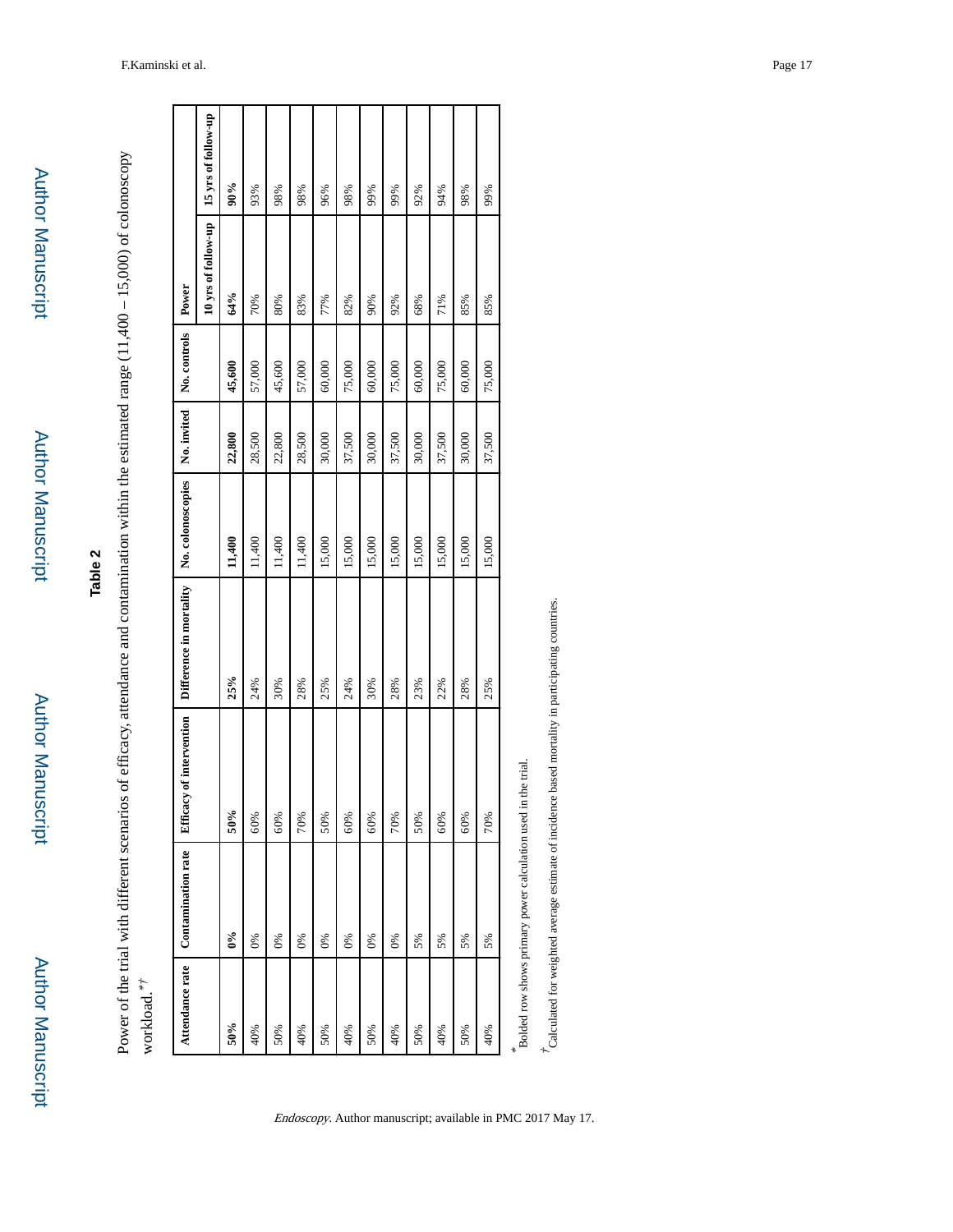## Table 2

Power of the trial with different scenarios of efficacy, attendance and contamination within the estimated range (11,400 – 15,000) of colonoscopy workload.*†

| Attendance rate | Contamination rate | Efficacy of intervention | Difference in mortality | No. colonoscopies | No. invited | No. controls | Power | |
|---|---|---|---|---|---|---|---|---|
| | | | | | | | 10 yrs of follow-up | 15 yrs of follow-up |
| **50%** | **0%** | **50%** | **25%** | **11,400** | **22,800** | **45,600** | **64%** | **90%** |
| 40% | 0% | 60% | 24% | 11,400 | 28,500 | 57,000 | 70% | 93% |
| 50% | 0% | 60% | 30% | 11,400 | 22,800 | 45,600 | 80% | 98% |
| 40% | 0% | 70% | 28% | 11,400 | 28,500 | 57,000 | 83% | 98% |
| 50% | 0% | 50% | 25% | 15,000 | 30,000 | 60,000 | 77% | 96% |
| 40% | 0% | 60% | 24% | 15,000 | 37,500 | 75,000 | 82% | 98% |
| 50% | 0% | 60% | 30% | 15,000 | 30,000 | 60,000 | 90% | 99% |
| 40% | 0% | 70% | 28% | 15,000 | 37,500 | 75,000 | 92% | 99% |
| 50% | 5% | 50% | 23% | 15,000 | 30,000 | 60,000 | 68% | 92% |
| 40% | 5% | 60% | 22% | 15,000 | 37,500 | 75,000 | 71% | 94% |
| 50% | 5% | 60% | 28% | 15,000 | 30,000 | 60,000 | 85% | 98% |
| 40% | 5% | 70% | 25% | 15,000 | 37,500 | 75,000 | 85% | 99% |

*Bolded row shows primary power calculation used in the trial.

†Calculated for weighted average estimate of incidence based mortality in participating countries.